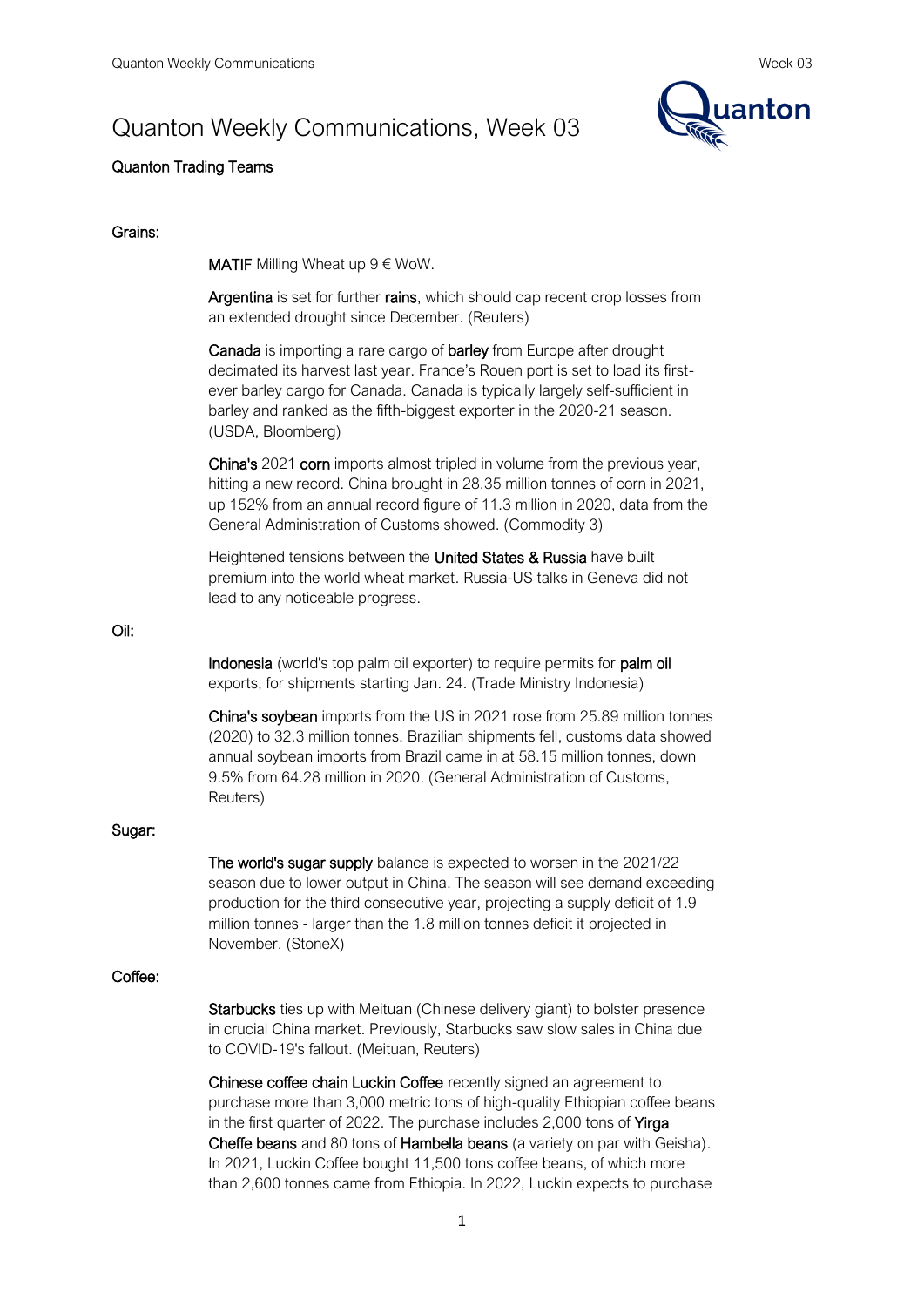# Quanton Weekly Communications, Week 03

**Quanton Trading Teams**

## Grains:

**MATIF** Milling Wheat up 9 € WoW.

**Argentina** is set for further **rains**, which should cap recent crop losses from an extended drought since December. (Reuters)

**Canada** is importing a rare cargo of **barley** from Europe after drought decimated its harvest last year. France's Rouen port is set to load its first-ever barley cargo for Canada. Canada is typically largely self-sufficient in barley and ranked as the fifth-biggest exporter in the 2020-21 season. (USDA, Bloomberg)

**China's** 2021 **corn** imports almost tripled in volume from the previous year, hitting a new record. China brought in 28.35 million tonnes of corn in 2021, up 152% from an annual record figure of 11.3 million in 2020, data from the General Administration of Customs showed. (Commodity 3)

Heightened tensions between the **United States & Russia** have built premium into the world wheat market. Russia-US talks in Geneva did not lead to any noticeable progress.

## Oil:

**Indonesia** (world's top palm oil exporter) to require permits for **palm oil** exports, for shipments starting Jan. 24. (Trade Ministry Indonesia)

**China's soybean** imports from the US in 2021 rose from 25.89 million tonnes (2020) to 32.3 million tonnes. Brazilian shipments fell, customs data showed annual soybean imports from Brazil came in at 58.15 million tonnes, down 9.5% from 64.28 million in 2020. (General Administration of Customs, Reuters)

## Sugar:

**The world's sugar supply** balance is expected to worsen in the 2021/22 season due to lower output in China. The season will see demand exceeding production for the third consecutive year, projecting a supply deficit of 1.9 million tonnes - larger than the 1.8 million tonnes deficit it projected in November. (StoneX)

## Coffee:

**Starbucks** ties up with Meituan (Chinese delivery giant) to bolster presence in crucial China market. Previously, Starbucks saw slow sales in China due to COVID-19's fallout. (Meituan, Reuters)

**Chinese coffee chain Luckin Coffee** recently signed an agreement to purchase more than 3,000 metric tons of high-quality Ethiopian coffee beans in the first quarter of 2022. The purchase includes 2,000 tons of **Yirga Cheffe beans** and 80 tons of **Hambella beans** (a variety on par with Geisha). In 2021, Luckin Coffee bought 11,500 tons coffee beans, of which more than 2,600 tonnes came from Ethiopia. In 2022, Luckin expects to purchase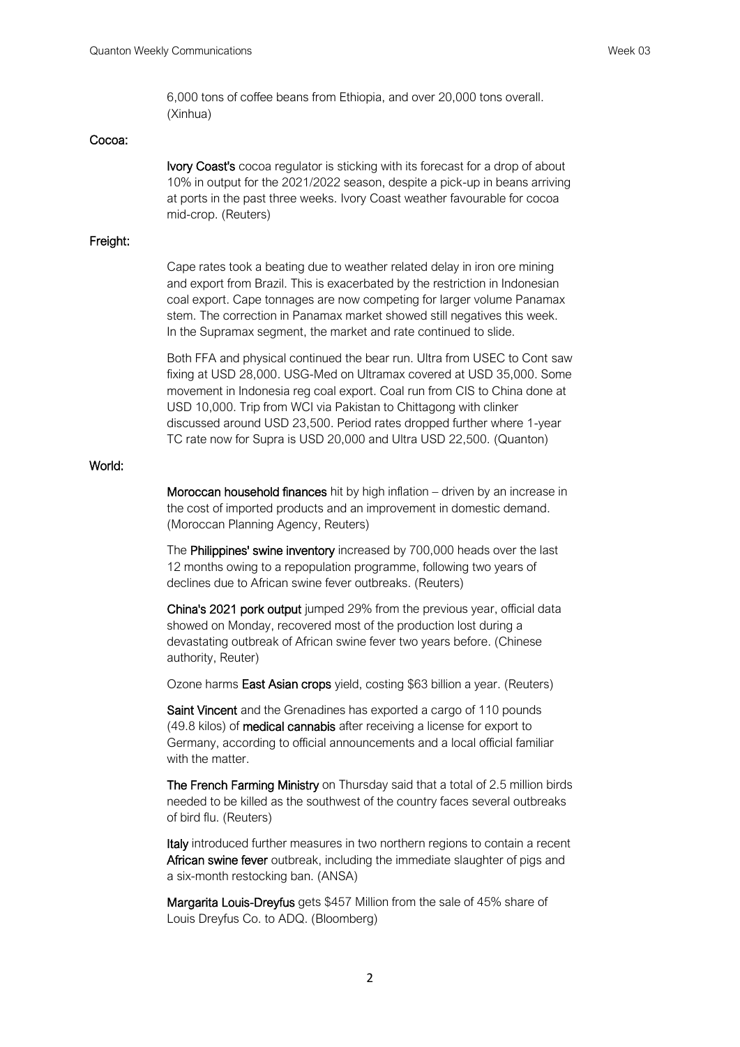6,000 tons of coffee beans from Ethiopia, and over 20,000 tons overall. (Xinhua)

**Cocoa:**

**Ivory Coast's** cocoa regulator is sticking with its forecast for a drop of about 10% in output for the 2021/2022 season, despite a pick-up in beans arriving at ports in the past three weeks. Ivory Coast weather favourable for cocoa mid-crop. (Reuters)

**Freight:**

Cape rates took a beating due to weather related delay in iron ore mining and export from Brazil. This is exacerbated by the restriction in Indonesian coal export. Cape tonnages are now competing for larger volume Panamax stem. The correction in Panamax market showed still negatives this week. In the Supramax segment, the market and rate continued to slide.

Both FFA and physical continued the bear run. Ultra from USEC to Cont saw fixing at USD 28,000. USG-Med on Ultramax covered at USD 35,000. Some movement in Indonesia reg coal export. Coal run from CIS to China done at USD 10,000. Trip from WCI via Pakistan to Chittagong with clinker discussed around USD 23,500. Period rates dropped further where 1-year TC rate now for Supra is USD 20,000 and Ultra USD 22,500. (Quanton)

**World:**

**Moroccan household finances** hit by high inflation – driven by an increase in the cost of imported products and an improvement in domestic demand. (Moroccan Planning Agency, Reuters)

The **Philippines' swine inventory** increased by 700,000 heads over the last 12 months owing to a repopulation programme, following two years of declines due to African swine fever outbreaks. (Reuters)

**China's 2021 pork output** jumped 29% from the previous year, official data showed on Monday, recovered most of the production lost during a devastating outbreak of African swine fever two years before. (Chinese authority, Reuter)

Ozone harms **East Asian crops** yield, costing $63 billion a year. (Reuters)

**Saint Vincent** and the Grenadines has exported a cargo of 110 pounds (49.8 kilos) of **medical cannabis** after receiving a license for export to Germany, according to official announcements and a local official familiar with the matter.

**The French Farming Ministry** on Thursday said that a total of 2.5 million birds needed to be killed as the southwest of the country faces several outbreaks of bird flu. (Reuters)

**Italy** introduced further measures in two northern regions to contain a recent **African swine fever** outbreak, including the immediate slaughter of pigs and a six-month restocking ban. (ANSA)

**Margarita Louis-Dreyfus** gets $457 Million from the sale of 45% share of Louis Dreyfus Co. to ADQ. (Bloomberg)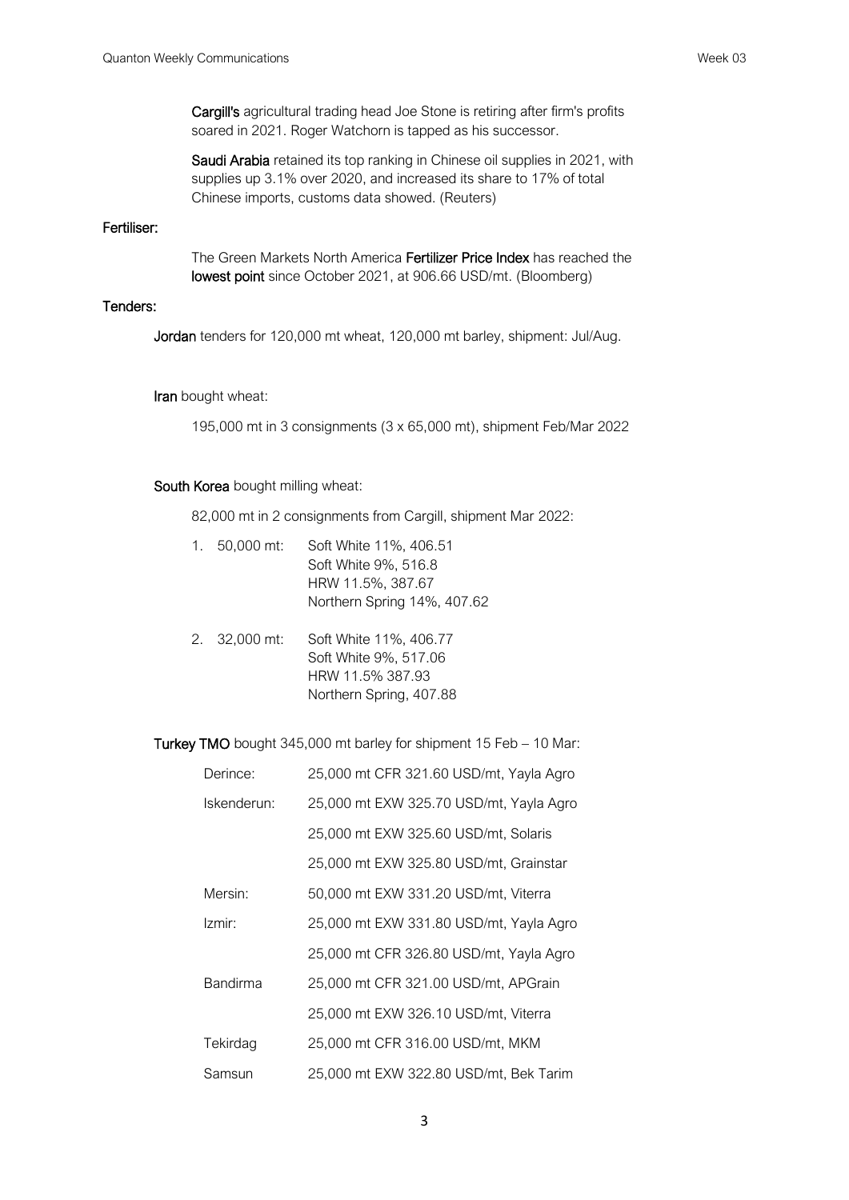**Cargill's** agricultural trading head Joe Stone is retiring after firm's profits soared in 2021. Roger Watchorn is tapped as his successor.

**Saudi Arabia** retained its top ranking in Chinese oil supplies in 2021, with supplies up 3.1% over 2020, and increased its share to 17% of total Chinese imports, customs data showed. (Reuters)

### Fertiliser:

The Green Markets North America **Fertilizer Price Index** has reached the **lowest point** since October 2021, at 906.66 USD/mt. (Bloomberg)

### Tenders:

**Jordan** tenders for 120,000 mt wheat, 120,000 mt barley, shipment: Jul/Aug.

**Iran** bought wheat:

195,000 mt in 3 consignments (3 x 65,000 mt), shipment Feb/Mar 2022

**South Korea** bought milling wheat:

82,000 mt in 2 consignments from Cargill, shipment Mar 2022:

1. 50,000 mt:
   - Soft White 11%, 406.51
   - Soft White 9%, 516.8
   - HRW 11.5%, 387.67
   - Northern Spring 14%, 407.62
2. 32,000 mt:
   - Soft White 11%, 406.77
   - Soft White 9%, 517.06
   - HRW 11.5% 387.93
   - Northern Spring, 407.88

**Turkey TMO** bought 345,000 mt barley for shipment 15 Feb – 10 Mar:

| | |
|---|---|
| Derince: | 25,000 mt CFR 321.60 USD/mt, Yayla Agro |
| Iskenderun: | 25,000 mt EXW 325.70 USD/mt, Yayla Agro |
| | 25,000 mt EXW 325.60 USD/mt, Solaris |
| | 25,000 mt EXW 325.80 USD/mt, Grainstar |
| Mersin: | 50,000 mt EXW 331.20 USD/mt, Viterra |
| Izmir: | 25,000 mt EXW 331.80 USD/mt, Yayla Agro |
| | 25,000 mt CFR 326.80 USD/mt, Yayla Agro |
| Bandirma | 25,000 mt CFR 321.00 USD/mt, APGrain |
| | 25,000 mt EXW 326.10 USD/mt, Viterra |
| Tekirdag | 25,000 mt CFR 316.00 USD/mt, MKM |
| Samsun | 25,000 mt EXW 322.80 USD/mt, Bek Tarim |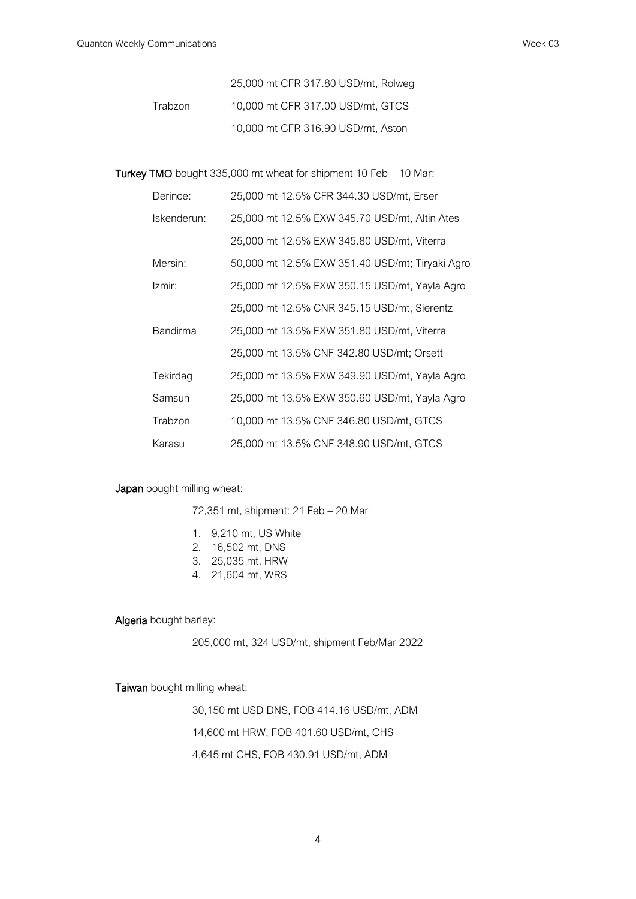| | |
|---|---|
| | 25,000 mt CFR 317.80 USD/mt, Rolweg |
| Trabzon | 10,000 mt CFR 317.00 USD/mt, GTCS |
| | 10,000 mt CFR 316.90 USD/mt, Aston |

**Turkey TMO** bought 335,000 mt wheat for shipment 10 Feb – 10 Mar:

| | |
|---|---|
| Derince: | 25,000 mt 12.5% CFR 344.30 USD/mt, Erser |
| Iskenderun: | 25,000 mt 12.5% EXW 345.70 USD/mt, Altin Ates |
| | 25,000 mt 12.5% EXW 345.80 USD/mt, Viterra |
| Mersin: | 50,000 mt 12.5% EXW 351.40 USD/mt; Tiryaki Agro |
| Izmir: | 25,000 mt 12.5% EXW 350.15 USD/mt, Yayla Agro |
| | 25,000 mt 12.5% CNR 345.15 USD/mt, Sierentz |
| Bandirma | 25,000 mt 13.5% EXW 351.80 USD/mt, Viterra |
| | 25,000 mt 13.5% CNF 342.80 USD/mt; Orsett |
| Tekirdag | 25,000 mt 13.5% EXW 349.90 USD/mt, Yayla Agro |
| Samsun | 25,000 mt 13.5% EXW 350.60 USD/mt, Yayla Agro |
| Trabzon | 10,000 mt 13.5% CNF 346.80 USD/mt, GTCS |
| Karasu | 25,000 mt 13.5% CNF 348.90 USD/mt, GTCS |

**Japan** bought milling wheat:

72,351 mt, shipment: 21 Feb – 20 Mar

1. 9,210 mt, US White
2. 16,502 mt, DNS
3. 25,035 mt, HRW
4. 21,604 mt, WRS

**Algeria** bought barley:

205,000 mt, 324 USD/mt, shipment Feb/Mar 2022

**Taiwan** bought milling wheat:

30,150 mt USD DNS, FOB 414.16 USD/mt, ADM

14,600 mt HRW, FOB 401.60 USD/mt, CHS

4,645 mt CHS, FOB 430.91 USD/mt, ADM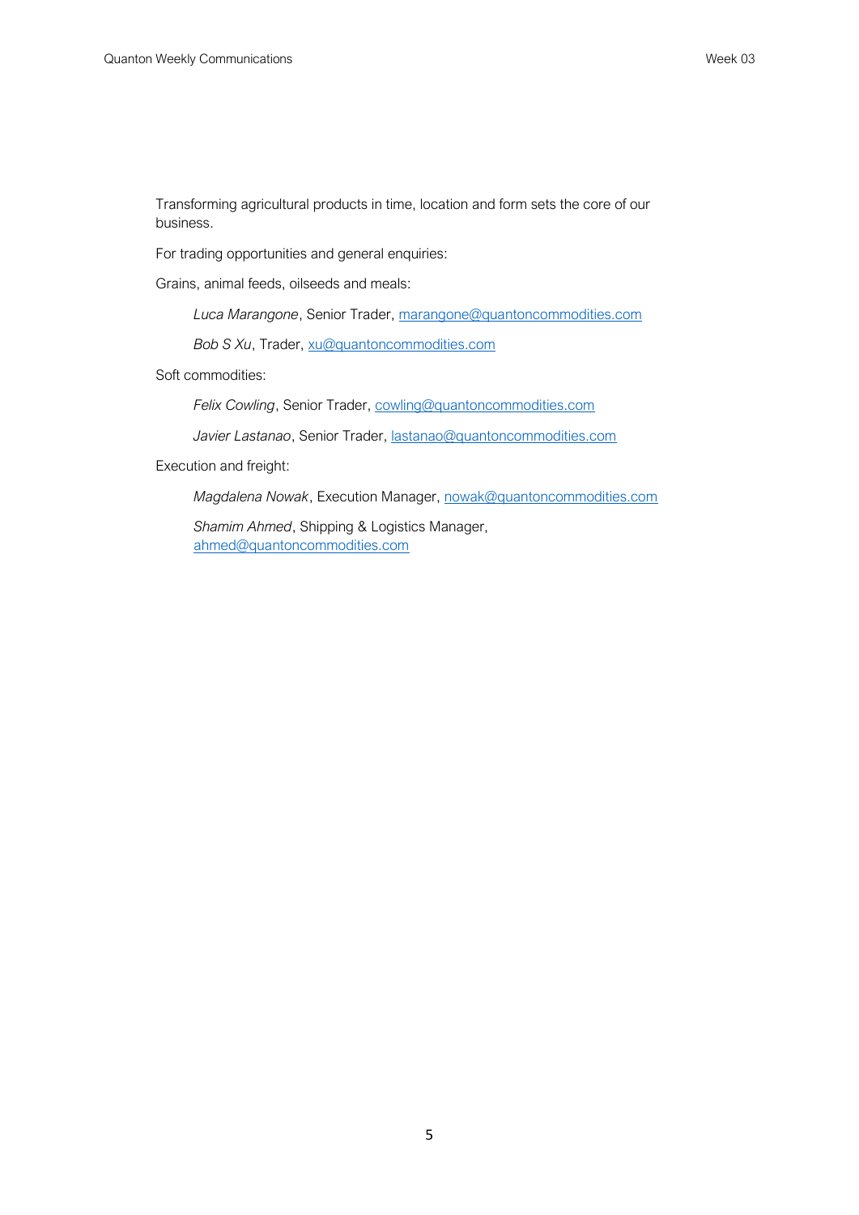Transforming agricultural products in time, location and form sets the core of our business.

For trading opportunities and general enquiries:

Grains, animal feeds, oilseeds and meals:

> *Luca Marangone*, Senior Trader, marangone@quantoncommodities.com
>
> *Bob S Xu*, Trader, xu@quantoncommodities.com

Soft commodities:

> *Felix Cowling*, Senior Trader, cowling@quantoncommodities.com
>
> *Javier Lastanao*, Senior Trader, lastanao@quantoncommodities.com

Execution and freight:

> *Magdalena Nowak*, Execution Manager, nowak@quantoncommodities.com
>
> *Shamim Ahmed*, Shipping & Logistics Manager, ahmed@quantoncommodities.com